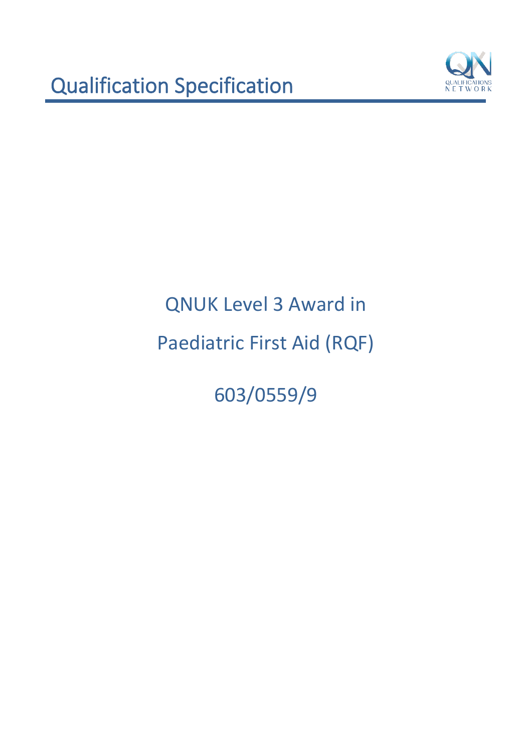# Qualification Specification

QNUK Level 3 Award in

Paediatric First Aid (RQF)

603/0559/9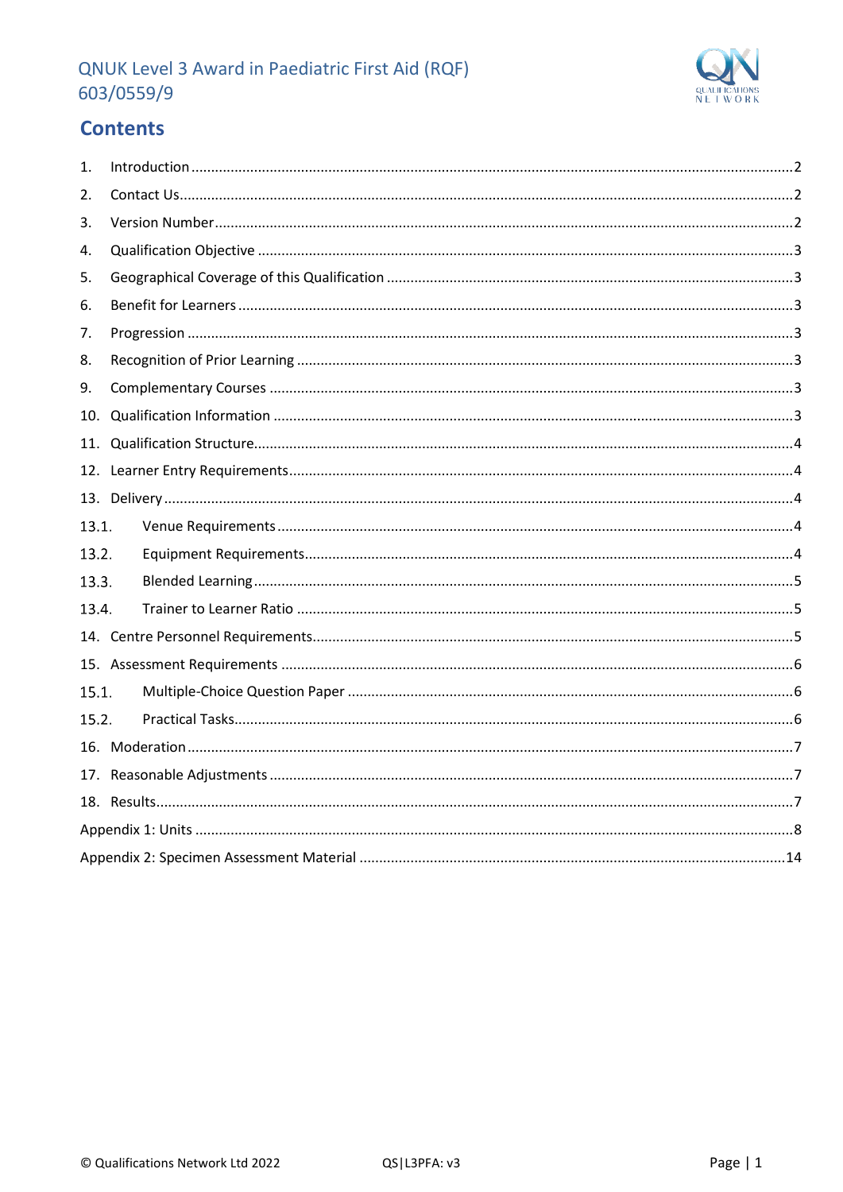# Contents

1. Introduction ..... 2
2. Contact Us ..... 2
3. Version Number ..... 2
4. Qualification Objective ..... 3
5. Geographical Coverage of this Qualification ..... 3
6. Benefit for Learners ..... 3
7. Progression ..... 3
8. Recognition of Prior Learning ..... 3
9. Complementary Courses ..... 3
10. Qualification Information ..... 3
11. Qualification Structure ..... 4
12. Learner Entry Requirements ..... 4
13. Delivery ..... 4
    - 13.1. Venue Requirements ..... 4
    - 13.2. Equipment Requirements ..... 4
    - 13.3. Blended Learning ..... 5
    - 13.4. Trainer to Learner Ratio ..... 5
14. Centre Personnel Requirements ..... 5
15. Assessment Requirements ..... 6
    - 15.1. Multiple-Choice Question Paper ..... 6
    - 15.2. Practical Tasks ..... 6
16. Moderation ..... 7
17. Reasonable Adjustments ..... 7
18. Results ..... 7

Appendix 1: Units ..... 8

Appendix 2: Specimen Assessment Material ..... 14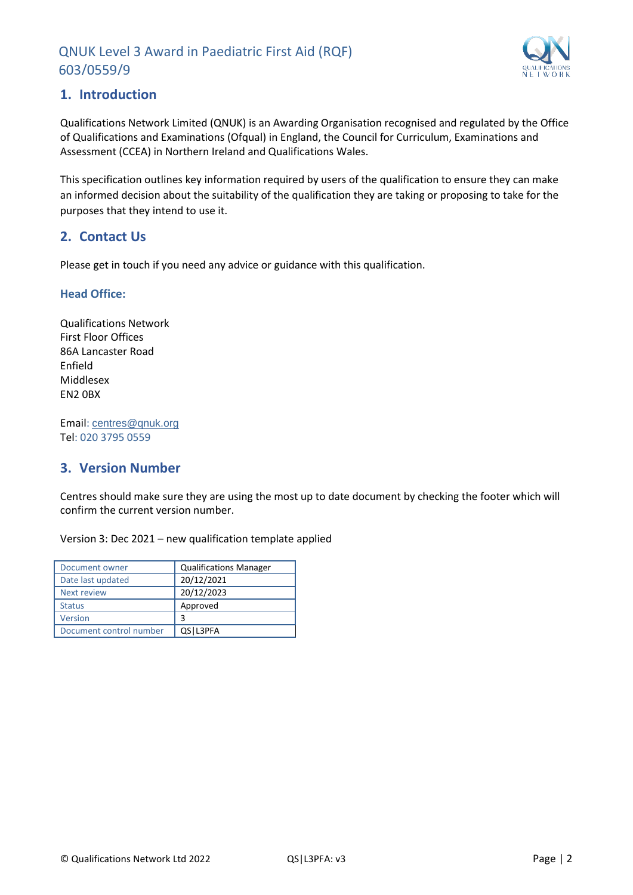## 1. Introduction

Qualifications Network Limited (QNUK) is an Awarding Organisation recognised and regulated by the Office of Qualifications and Examinations (Ofqual) in England, the Council for Curriculum, Examinations and Assessment (CCEA) in Northern Ireland and Qualifications Wales.

This specification outlines key information required by users of the qualification to ensure they can make an informed decision about the suitability of the qualification they are taking or proposing to take for the purposes that they intend to use it.

## 2. Contact Us

Please get in touch if you need any advice or guidance with this qualification.

### Head Office:

Qualifications Network
First Floor Offices
86A Lancaster Road
Enfield
Middlesex
EN2 0BX

Email: centres@qnuk.org
Tel: 020 3795 0559

## 3. Version Number

Centres should make sure they are using the most up to date document by checking the footer which will confirm the current version number.

Version 3: Dec 2021 – new qualification template applied

| Document owner | Qualifications Manager |
|---|---|
| Date last updated | 20/12/2021 |
| Next review | 20/12/2023 |
| Status | Approved |
| Version | 3 |
| Document control number | QS\|L3PFA |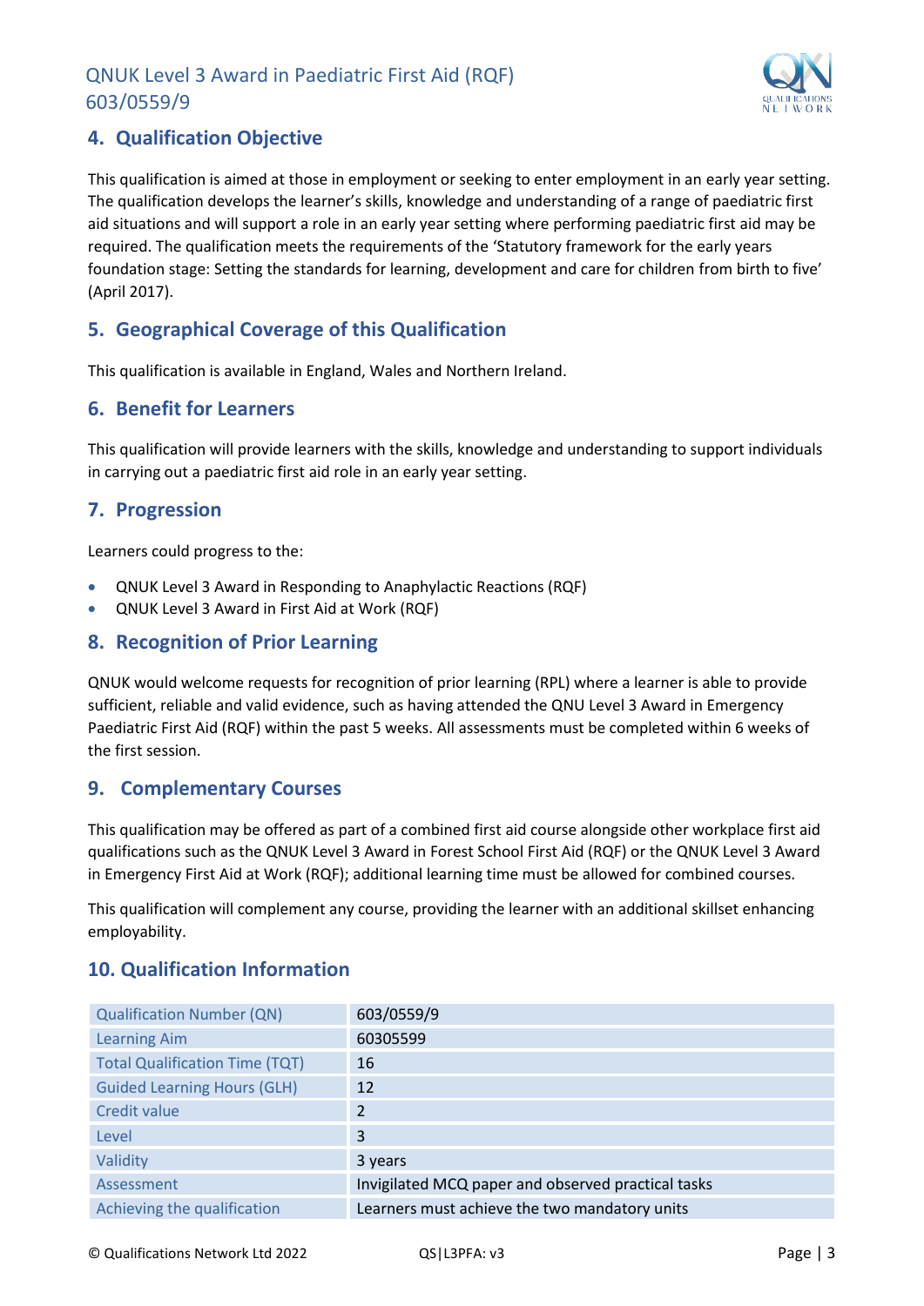## 4. Qualification Objective

This qualification is aimed at those in employment or seeking to enter employment in an early year setting. The qualification develops the learner's skills, knowledge and understanding of a range of paediatric first aid situations and will support a role in an early year setting where performing paediatric first aid may be required. The qualification meets the requirements of the 'Statutory framework for the early years foundation stage: Setting the standards for learning, development and care for children from birth to five' (April 2017).

## 5. Geographical Coverage of this Qualification

This qualification is available in England, Wales and Northern Ireland.

## 6. Benefit for Learners

This qualification will provide learners with the skills, knowledge and understanding to support individuals in carrying out a paediatric first aid role in an early year setting.

## 7. Progression

Learners could progress to the:

- QNUK Level 3 Award in Responding to Anaphylactic Reactions (RQF)
- QNUK Level 3 Award in First Aid at Work (RQF)

## 8. Recognition of Prior Learning

QNUK would welcome requests for recognition of prior learning (RPL) where a learner is able to provide sufficient, reliable and valid evidence, such as having attended the QNU Level 3 Award in Emergency Paediatric First Aid (RQF) within the past 5 weeks. All assessments must be completed within 6 weeks of the first session.

## 9. Complementary Courses

This qualification may be offered as part of a combined first aid course alongside other workplace first aid qualifications such as the QNUK Level 3 Award in Forest School First Aid (RQF) or the QNUK Level 3 Award in Emergency First Aid at Work (RQF); additional learning time must be allowed for combined courses.

This qualification will complement any course, providing the learner with an additional skillset enhancing employability.

## 10. Qualification Information

| | |
|---|---|
| Qualification Number (QN) | 603/0559/9 |
| Learning Aim | 60305599 |
| Total Qualification Time (TQT) | 16 |
| Guided Learning Hours (GLH) | 12 |
| Credit value | 2 |
| Level | 3 |
| Validity | 3 years |
| Assessment | Invigilated MCQ paper and observed practical tasks |
| Achieving the qualification | Learners must achieve the two mandatory units |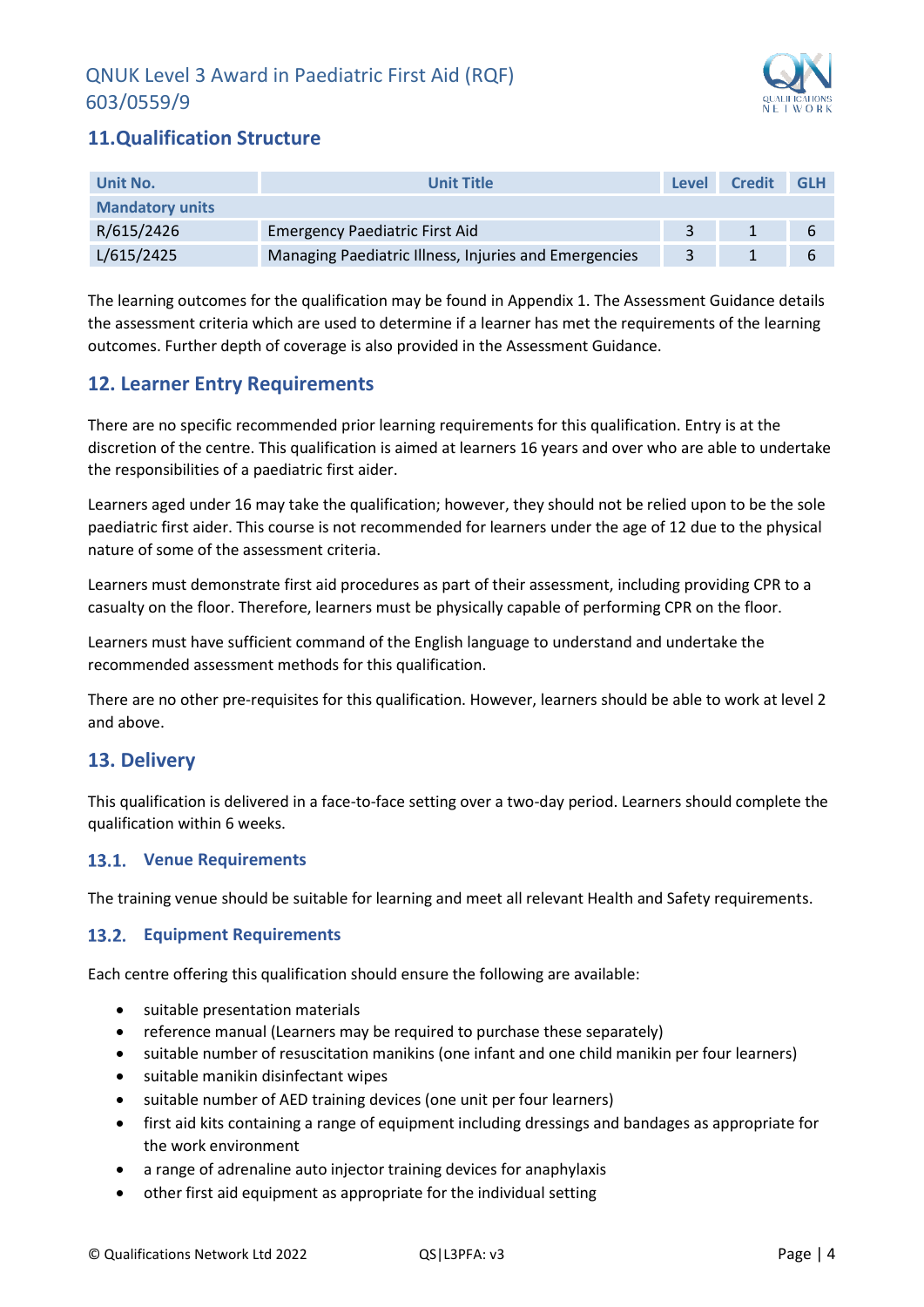## 11. Qualification Structure

| Unit No. | Unit Title | Level | Credit | GLH |
|---|---|---|---|---|
| **Mandatory units** | | | | |
| R/615/2426 | Emergency Paediatric First Aid | 3 | 1 | 6 |
| L/615/2425 | Managing Paediatric Illness, Injuries and Emergencies | 3 | 1 | 6 |

The learning outcomes for the qualification may be found in Appendix 1. The Assessment Guidance details the assessment criteria which are used to determine if a learner has met the requirements of the learning outcomes. Further depth of coverage is also provided in the Assessment Guidance.

## 12. Learner Entry Requirements

There are no specific recommended prior learning requirements for this qualification. Entry is at the discretion of the centre. This qualification is aimed at learners 16 years and over who are able to undertake the responsibilities of a paediatric first aider.

Learners aged under 16 may take the qualification; however, they should not be relied upon to be the sole paediatric first aider. This course is not recommended for learners under the age of 12 due to the physical nature of some of the assessment criteria.

Learners must demonstrate first aid procedures as part of their assessment, including providing CPR to a casualty on the floor. Therefore, learners must be physically capable of performing CPR on the floor.

Learners must have sufficient command of the English language to understand and undertake the recommended assessment methods for this qualification.

There are no other pre-requisites for this qualification. However, learners should be able to work at level 2 and above.

## 13. Delivery

This qualification is delivered in a face-to-face setting over a two-day period. Learners should complete the qualification within 6 weeks.

### 13.1. Venue Requirements

The training venue should be suitable for learning and meet all relevant Health and Safety requirements.

### 13.2. Equipment Requirements

Each centre offering this qualification should ensure the following are available:

- suitable presentation materials
- reference manual (Learners may be required to purchase these separately)
- suitable number of resuscitation manikins (one infant and one child manikin per four learners)
- suitable manikin disinfectant wipes
- suitable number of AED training devices (one unit per four learners)
- first aid kits containing a range of equipment including dressings and bandages as appropriate for the work environment
- a range of adrenaline auto injector training devices for anaphylaxis
- other first aid equipment as appropriate for the individual setting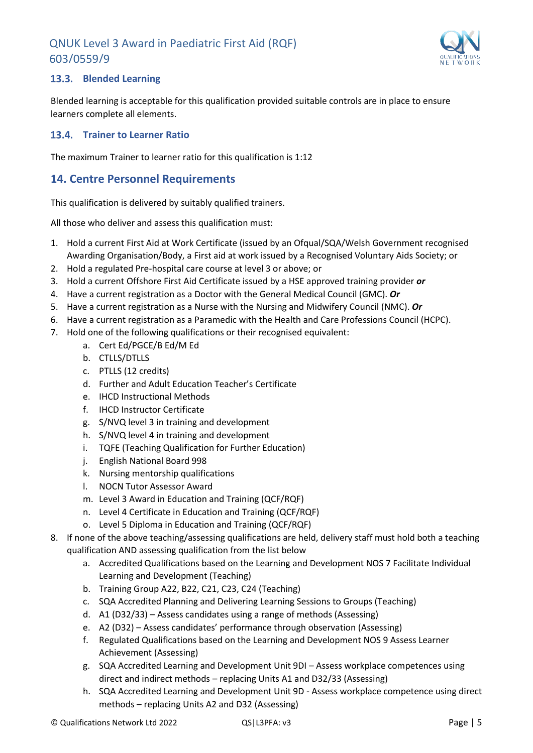### 13.3. Blended Learning

Blended learning is acceptable for this qualification provided suitable controls are in place to ensure learners complete all elements.

### 13.4. Trainer to Learner Ratio

The maximum Trainer to learner ratio for this qualification is 1:12

## 14. Centre Personnel Requirements

This qualification is delivered by suitably qualified trainers.

All those who deliver and assess this qualification must:

1. Hold a current First Aid at Work Certificate (issued by an Ofqual/SQA/Welsh Government recognised Awarding Organisation/Body, a First aid at work issued by a Recognised Voluntary Aids Society; or
2. Hold a regulated Pre-hospital care course at level 3 or above; or
3. Hold a current Offshore First Aid Certificate issued by a HSE approved training provider ***or***
4. Have a current registration as a Doctor with the General Medical Council (GMC). ***Or***
5. Have a current registration as a Nurse with the Nursing and Midwifery Council (NMC). ***Or***
6. Have a current registration as a Paramedic with the Health and Care Professions Council (HCPC).
7. Hold one of the following qualifications or their recognised equivalent:
    a. Cert Ed/PGCE/B Ed/M Ed
    b. CTLLS/DTLLS
    c. PTLLS (12 credits)
    d. Further and Adult Education Teacher's Certificate
    e. IHCD Instructional Methods
    f. IHCD Instructor Certificate
    g. S/NVQ level 3 in training and development
    h. S/NVQ level 4 in training and development
    i. TQFE (Teaching Qualification for Further Education)
    j. English National Board 998
    k. Nursing mentorship qualifications
    l. NOCN Tutor Assessor Award
    m. Level 3 Award in Education and Training (QCF/RQF)
    n. Level 4 Certificate in Education and Training (QCF/RQF)
    o. Level 5 Diploma in Education and Training (QCF/RQF)
8. If none of the above teaching/assessing qualifications are held, delivery staff must hold both a teaching qualification AND assessing qualification from the list below
    a. Accredited Qualifications based on the Learning and Development NOS 7 Facilitate Individual Learning and Development (Teaching)
    b. Training Group A22, B22, C21, C23, C24 (Teaching)
    c. SQA Accredited Planning and Delivering Learning Sessions to Groups (Teaching)
    d. A1 (D32/33) – Assess candidates using a range of methods (Assessing)
    e. A2 (D32) – Assess candidates' performance through observation (Assessing)
    f. Regulated Qualifications based on the Learning and Development NOS 9 Assess Learner Achievement (Assessing)
    g. SQA Accredited Learning and Development Unit 9DI – Assess workplace competences using direct and indirect methods – replacing Units A1 and D32/33 (Assessing)
    h. SQA Accredited Learning and Development Unit 9D - Assess workplace competence using direct methods – replacing Units A2 and D32 (Assessing)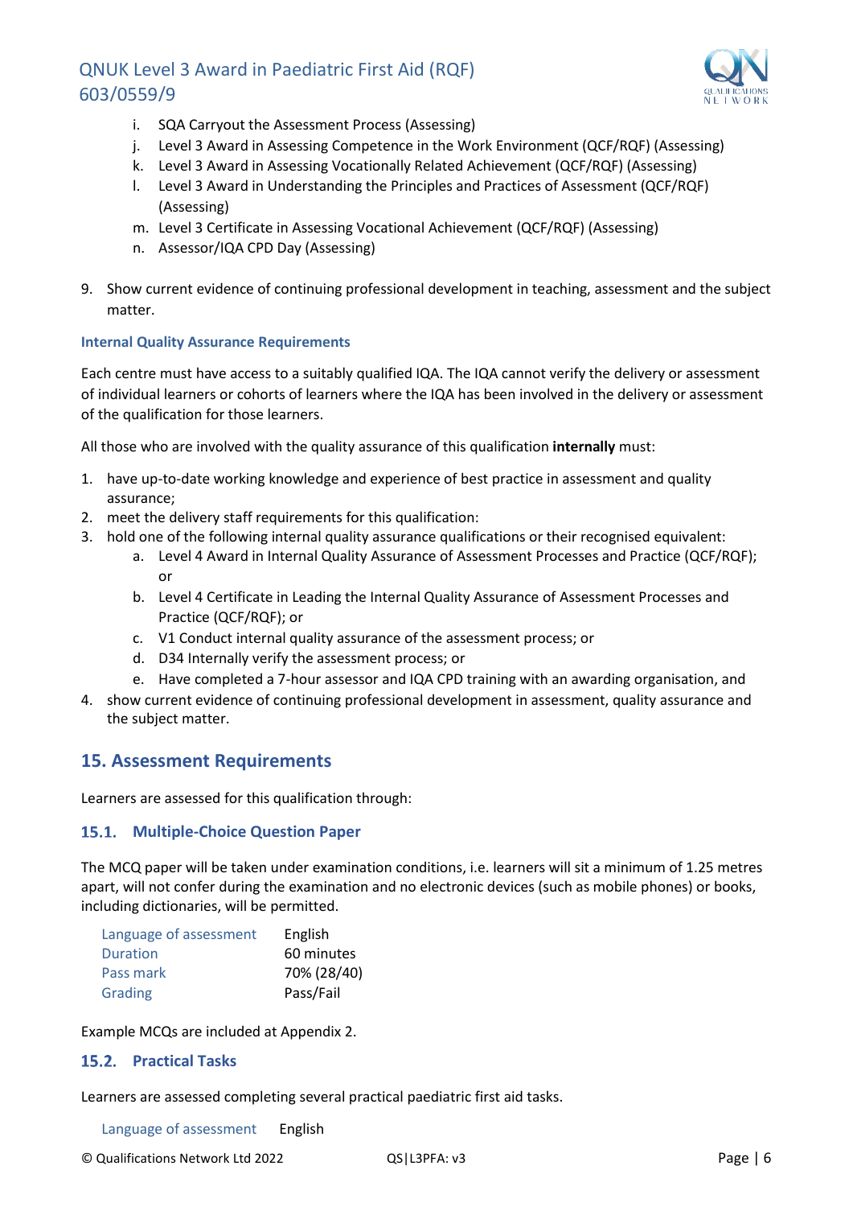i. SQA Carryout the Assessment Process (Assessing)
j. Level 3 Award in Assessing Competence in the Work Environment (QCF/RQF) (Assessing)
k. Level 3 Award in Assessing Vocationally Related Achievement (QCF/RQF) (Assessing)
l. Level 3 Award in Understanding the Principles and Practices of Assessment (QCF/RQF) (Assessing)
m. Level 3 Certificate in Assessing Vocational Achievement (QCF/RQF) (Assessing)
n. Assessor/IQA CPD Day (Assessing)

9. Show current evidence of continuing professional development in teaching, assessment and the subject matter.

#### Internal Quality Assurance Requirements

Each centre must have access to a suitably qualified IQA. The IQA cannot verify the delivery or assessment of individual learners or cohorts of learners where the IQA has been involved in the delivery or assessment of the qualification for those learners.

All those who are involved with the quality assurance of this qualification **internally** must:

1. have up-to-date working knowledge and experience of best practice in assessment and quality assurance;
2. meet the delivery staff requirements for this qualification:
3. hold one of the following internal quality assurance qualifications or their recognised equivalent:
   a. Level 4 Award in Internal Quality Assurance of Assessment Processes and Practice (QCF/RQF); or
   b. Level 4 Certificate in Leading the Internal Quality Assurance of Assessment Processes and Practice (QCF/RQF); or
   c. V1 Conduct internal quality assurance of the assessment process; or
   d. D34 Internally verify the assessment process; or
   e. Have completed a 7-hour assessor and IQA CPD training with an awarding organisation, and
4. show current evidence of continuing professional development in assessment, quality assurance and the subject matter.

## 15. Assessment Requirements

Learners are assessed for this qualification through:

### 15.1. Multiple-Choice Question Paper

The MCQ paper will be taken under examination conditions, i.e. learners will sit a minimum of 1.25 metres apart, will not confer during the examination and no electronic devices (such as mobile phones) or books, including dictionaries, will be permitted.

| | |
|---|---|
| Language of assessment | English |
| Duration | 60 minutes |
| Pass mark | 70% (28/40) |
| Grading | Pass/Fail |

Example MCQs are included at Appendix 2.

### 15.2. Practical Tasks

Learners are assessed completing several practical paediatric first aid tasks.

| | |
|---|---|
| Language of assessment | English |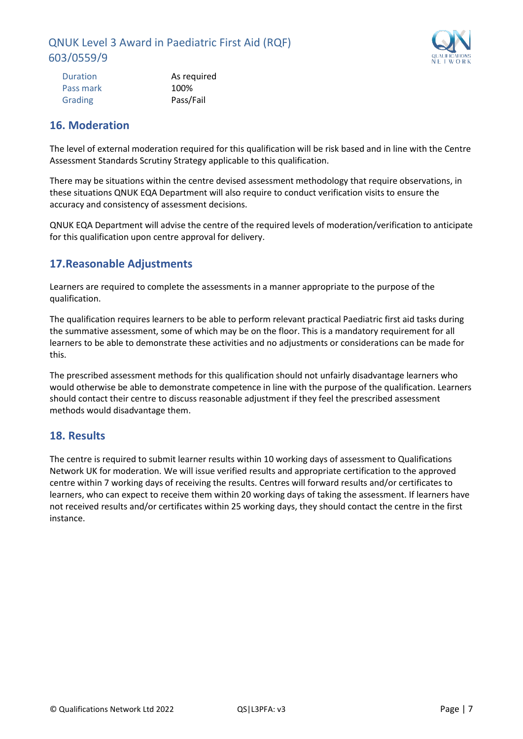| Duration | As required |
| --- | --- |
| Pass mark | 100% |
| Grading | Pass/Fail |

## 16. Moderation

The level of external moderation required for this qualification will be risk based and in line with the Centre Assessment Standards Scrutiny Strategy applicable to this qualification.

There may be situations within the centre devised assessment methodology that require observations, in these situations QNUK EQA Department will also require to conduct verification visits to ensure the accuracy and consistency of assessment decisions.

QNUK EQA Department will advise the centre of the required levels of moderation/verification to anticipate for this qualification upon centre approval for delivery.

## 17.Reasonable Adjustments

Learners are required to complete the assessments in a manner appropriate to the purpose of the qualification.

The qualification requires learners to be able to perform relevant practical Paediatric first aid tasks during the summative assessment, some of which may be on the floor. This is a mandatory requirement for all learners to be able to demonstrate these activities and no adjustments or considerations can be made for this.

The prescribed assessment methods for this qualification should not unfairly disadvantage learners who would otherwise be able to demonstrate competence in line with the purpose of the qualification. Learners should contact their centre to discuss reasonable adjustment if they feel the prescribed assessment methods would disadvantage them.

## 18. Results

The centre is required to submit learner results within 10 working days of assessment to Qualifications Network UK for moderation. We will issue verified results and appropriate certification to the approved centre within 7 working days of receiving the results. Centres will forward results and/or certificates to learners, who can expect to receive them within 20 working days of taking the assessment. If learners have not received results and/or certificates within 25 working days, they should contact the centre in the first instance.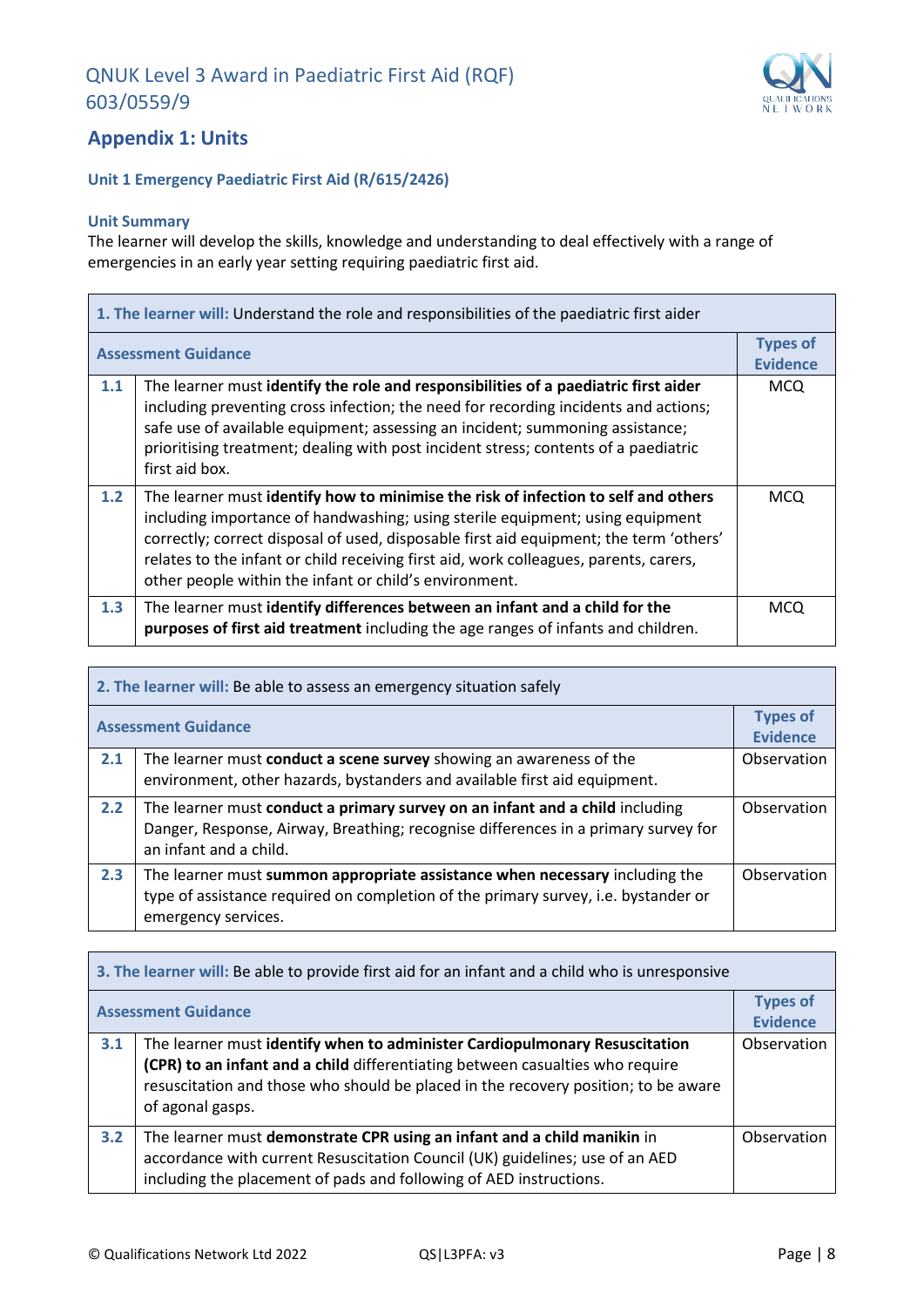## Appendix 1: Units

### Unit 1 Emergency Paediatric First Aid (R/615/2426)

**Unit Summary**

The learner will develop the skills, knowledge and understanding to deal effectively with a range of emergencies in an early year setting requiring paediatric first aid.

| **1. The learner will:** Understand the role and responsibilities of the paediatric first aider | | |
|---|---|---|
| **Assessment Guidance** | | **Types of Evidence** |
| **1.1** | The learner must **identify the role and responsibilities of a paediatric first aider** including preventing cross infection; the need for recording incidents and actions; safe use of available equipment; assessing an incident; summoning assistance; prioritising treatment; dealing with post incident stress; contents of a paediatric first aid box. | MCQ |
| **1.2** | The learner must **identify how to minimise the risk of infection to self and others** including importance of handwashing; using sterile equipment; using equipment correctly; correct disposal of used, disposable first aid equipment; the term 'others' relates to the infant or child receiving first aid, work colleagues, parents, carers, other people within the infant or child's environment. | MCQ |
| **1.3** | The learner must **identify differences between an infant and a child for the purposes of first aid treatment** including the age ranges of infants and children. | MCQ |

| **2. The learner will:** Be able to assess an emergency situation safely | | |
|---|---|---|
| **Assessment Guidance** | | **Types of Evidence** |
| **2.1** | The learner must **conduct a scene survey** showing an awareness of the environment, other hazards, bystanders and available first aid equipment. | Observation |
| **2.2** | The learner must **conduct a primary survey on an infant and a child** including Danger, Response, Airway, Breathing; recognise differences in a primary survey for an infant and a child. | Observation |
| **2.3** | The learner must **summon appropriate assistance when necessary** including the type of assistance required on completion of the primary survey, i.e. bystander or emergency services. | Observation |

| **3. The learner will:** Be able to provide first aid for an infant and a child who is unresponsive | | |
|---|---|---|
| **Assessment Guidance** | | **Types of Evidence** |
| **3.1** | The learner must **identify when to administer Cardiopulmonary Resuscitation (CPR) to an infant and a child** differentiating between casualties who require resuscitation and those who should be placed in the recovery position; to be aware of agonal gasps. | Observation |
| **3.2** | The learner must **demonstrate CPR using an infant and a child manikin** in accordance with current Resuscitation Council (UK) guidelines; use of an AED including the placement of pads and following of AED instructions. | Observation |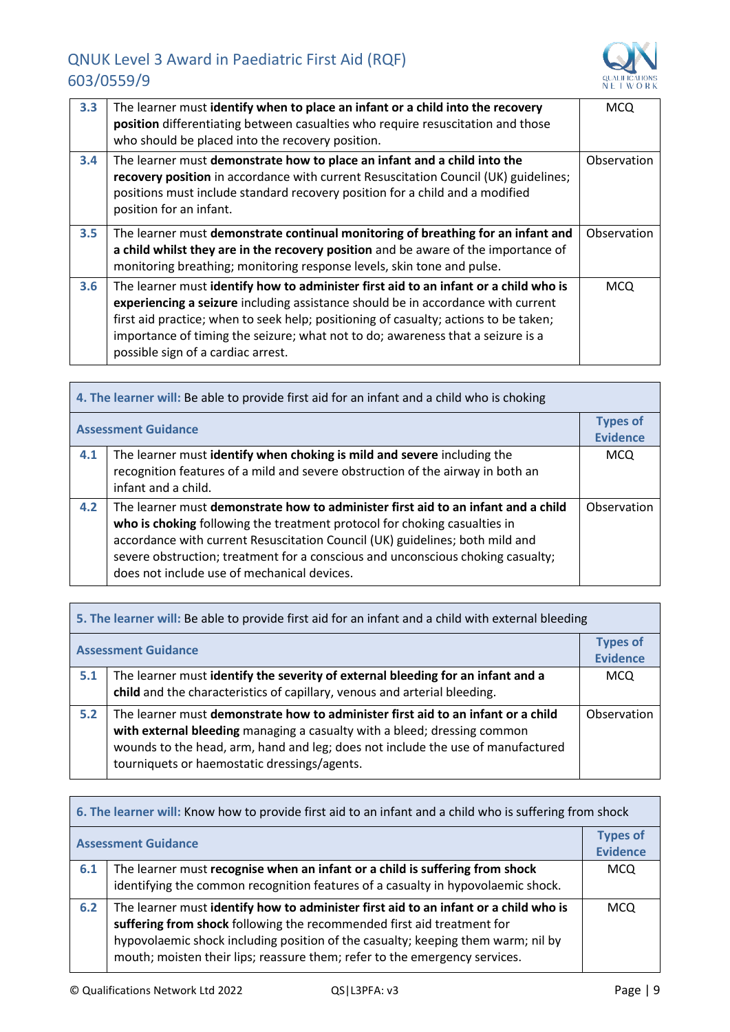| | | |
|---|---|---|
| **3.3** | The learner must **identify when to place an infant or a child into the recovery position** differentiating between casualties who require resuscitation and those who should be placed into the recovery position. | MCQ |
| **3.4** | The learner must **demonstrate how to place an infant and a child into the recovery position** in accordance with current Resuscitation Council (UK) guidelines; positions must include standard recovery position for a child and a modified position for an infant. | Observation |
| **3.5** | The learner must **demonstrate continual monitoring of breathing for an infant and a child whilst they are in the recovery position** and be aware of the importance of monitoring breathing; monitoring response levels, skin tone and pulse. | Observation |
| **3.6** | The learner must **identify how to administer first aid to an infant or a child who is experiencing a seizure** including assistance should be in accordance with current first aid practice; when to seek help; positioning of casualty; actions to be taken; importance of timing the seizure; what not to do; awareness that a seizure is a possible sign of a cardiac arrest. | MCQ |

| **4. The learner will:** Be able to provide first aid for an infant and a child who is choking | | |
|---|---|---|
| **Assessment Guidance** | | **Types of Evidence** |
| **4.1** | The learner must **identify when choking is mild and severe** including the recognition features of a mild and severe obstruction of the airway in both an infant and a child. | MCQ |
| **4.2** | The learner must **demonstrate how to administer first aid to an infant and a child who is choking** following the treatment protocol for choking casualties in accordance with current Resuscitation Council (UK) guidelines; both mild and severe obstruction; treatment for a conscious and unconscious choking casualty; does not include use of mechanical devices. | Observation |

| **5. The learner will:** Be able to provide first aid for an infant and a child with external bleeding | | |
|---|---|---|
| **Assessment Guidance** | | **Types of Evidence** |
| **5.1** | The learner must **identify the severity of external bleeding for an infant and a child** and the characteristics of capillary, venous and arterial bleeding. | MCQ |
| **5.2** | The learner must **demonstrate how to administer first aid to an infant or a child with external bleeding** managing a casualty with a bleed; dressing common wounds to the head, arm, hand and leg; does not include the use of manufactured tourniquets or haemostatic dressings/agents. | Observation |

| **6. The learner will:** Know how to provide first aid to an infant and a child who is suffering from shock | | |
|---|---|---|
| **Assessment Guidance** | | **Types of Evidence** |
| **6.1** | The learner must **recognise when an infant or a child is suffering from shock** identifying the common recognition features of a casualty in hypovolaemic shock. | MCQ |
| **6.2** | The learner must **identify how to administer first aid to an infant or a child who is suffering from shock** following the recommended first aid treatment for hypovolaemic shock including position of the casualty; keeping them warm; nil by mouth; moisten their lips; reassure them; refer to the emergency services. | MCQ |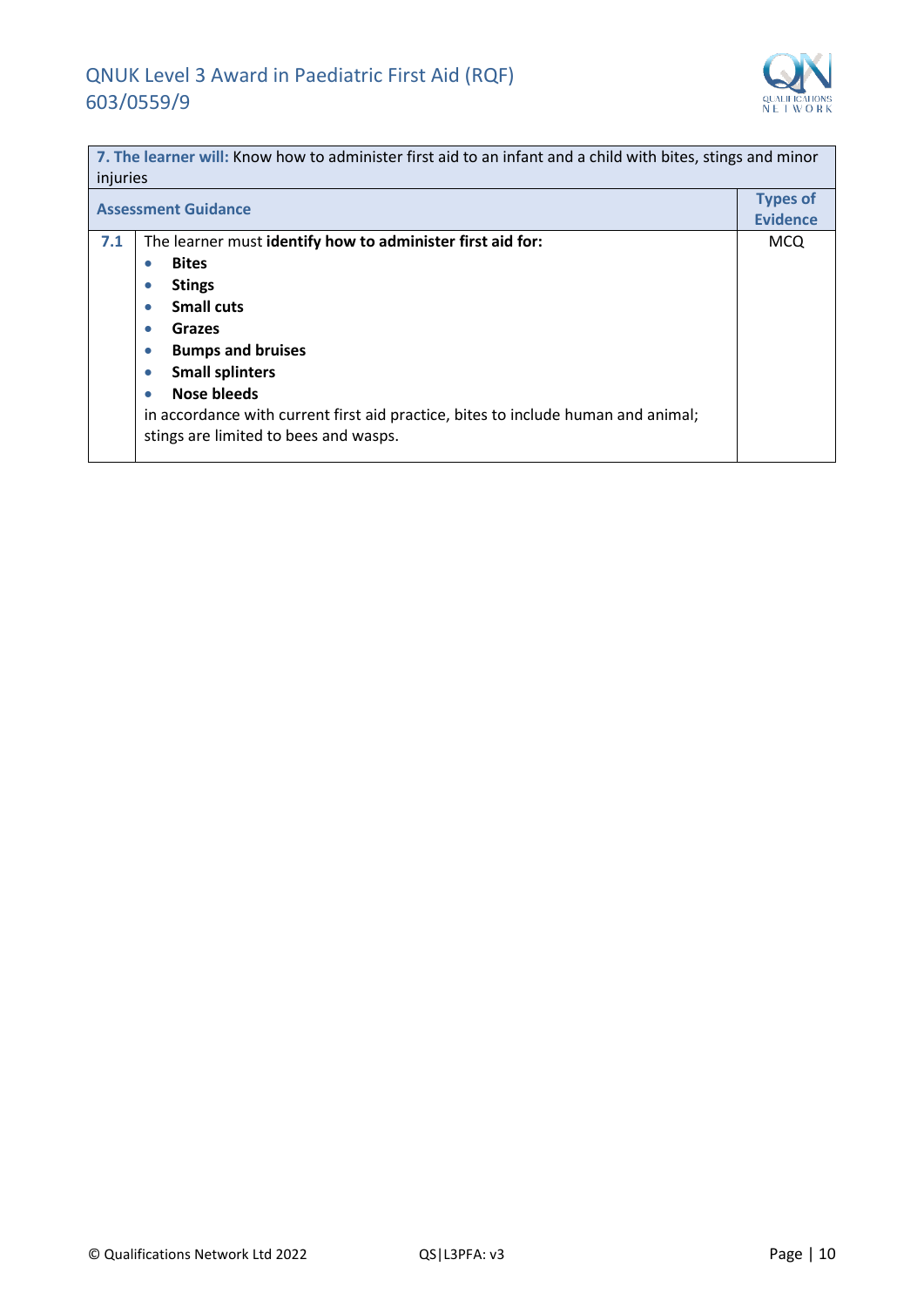| **7. The learner will:** Know how to administer first aid to an infant and a child with bites, stings and minor injuries | | |
|---|---|---|
| **Assessment Guidance** | | **Types of Evidence** |
| **7.1** | The learner must **identify how to administer first aid for:**<br>• **Bites**<br>• **Stings**<br>• **Small cuts**<br>• **Grazes**<br>• **Bumps and bruises**<br>• **Small splinters**<br>• **Nose bleeds**<br>in accordance with current first aid practice, bites to include human and animal; stings are limited to bees and wasps. | MCQ |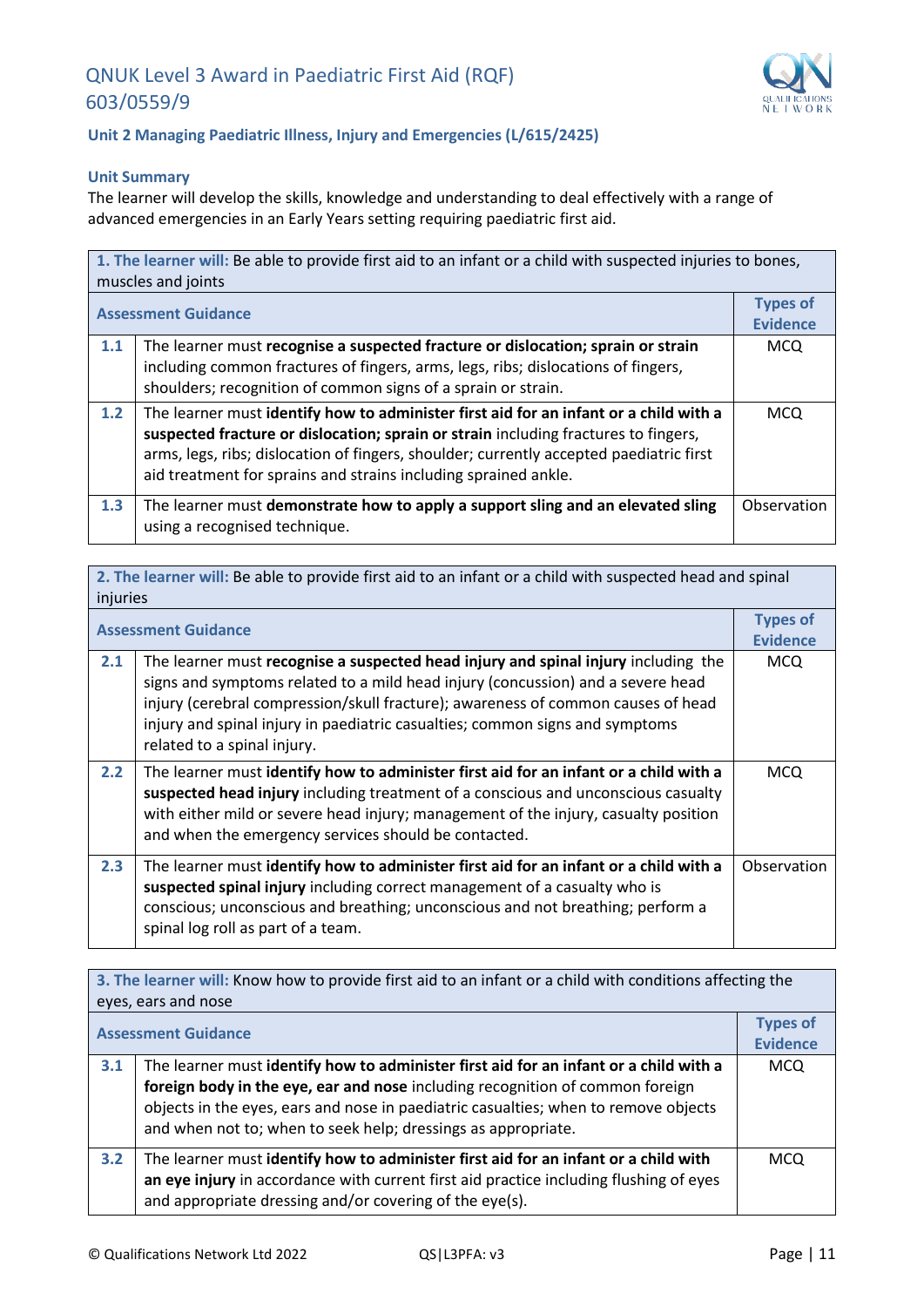## Unit 2 Managing Paediatric Illness, Injury and Emergencies (L/615/2425)

### Unit Summary

The learner will develop the skills, knowledge and understanding to deal effectively with a range of advanced emergencies in an Early Years setting requiring paediatric first aid.

| **1. The learner will:** Be able to provide first aid to an infant or a child with suspected injuries to bones, muscles and joints | | |
|---|---|---|
| **Assessment Guidance** | | **Types of Evidence** |
| **1.1** | The learner must **recognise a suspected fracture or dislocation; sprain or strain** including common fractures of fingers, arms, legs, ribs; dislocations of fingers, shoulders; recognition of common signs of a sprain or strain. | MCQ |
| **1.2** | The learner must **identify how to administer first aid for an infant or a child with a suspected fracture or dislocation; sprain or strain** including fractures to fingers, arms, legs, ribs; dislocation of fingers, shoulder; currently accepted paediatric first aid treatment for sprains and strains including sprained ankle. | MCQ |
| **1.3** | The learner must **demonstrate how to apply a support sling and an elevated sling** using a recognised technique. | Observation |

| **2. The learner will:** Be able to provide first aid to an infant or a child with suspected head and spinal injuries | | |
|---|---|---|
| **Assessment Guidance** | | **Types of Evidence** |
| **2.1** | The learner must **recognise a suspected head injury and spinal injury** including the signs and symptoms related to a mild head injury (concussion) and a severe head injury (cerebral compression/skull fracture); awareness of common causes of head injury and spinal injury in paediatric casualties; common signs and symptoms related to a spinal injury. | MCQ |
| **2.2** | The learner must **identify how to administer first aid for an infant or a child with a suspected head injury** including treatment of a conscious and unconscious casualty with either mild or severe head injury; management of the injury, casualty position and when the emergency services should be contacted. | MCQ |
| **2.3** | The learner must **identify how to administer first aid for an infant or a child with a suspected spinal injury** including correct management of a casualty who is conscious; unconscious and breathing; unconscious and not breathing; perform a spinal log roll as part of a team. | Observation |

| **3. The learner will:** Know how to provide first aid to an infant or a child with conditions affecting the eyes, ears and nose | | |
|---|---|---|
| **Assessment Guidance** | | **Types of Evidence** |
| **3.1** | The learner must **identify how to administer first aid for an infant or a child with a foreign body in the eye, ear and nose** including recognition of common foreign objects in the eyes, ears and nose in paediatric casualties; when to remove objects and when not to; when to seek help; dressings as appropriate. | MCQ |
| **3.2** | The learner must **identify how to administer first aid for an infant or a child with an eye injury** in accordance with current first aid practice including flushing of eyes and appropriate dressing and/or covering of the eye(s). | MCQ |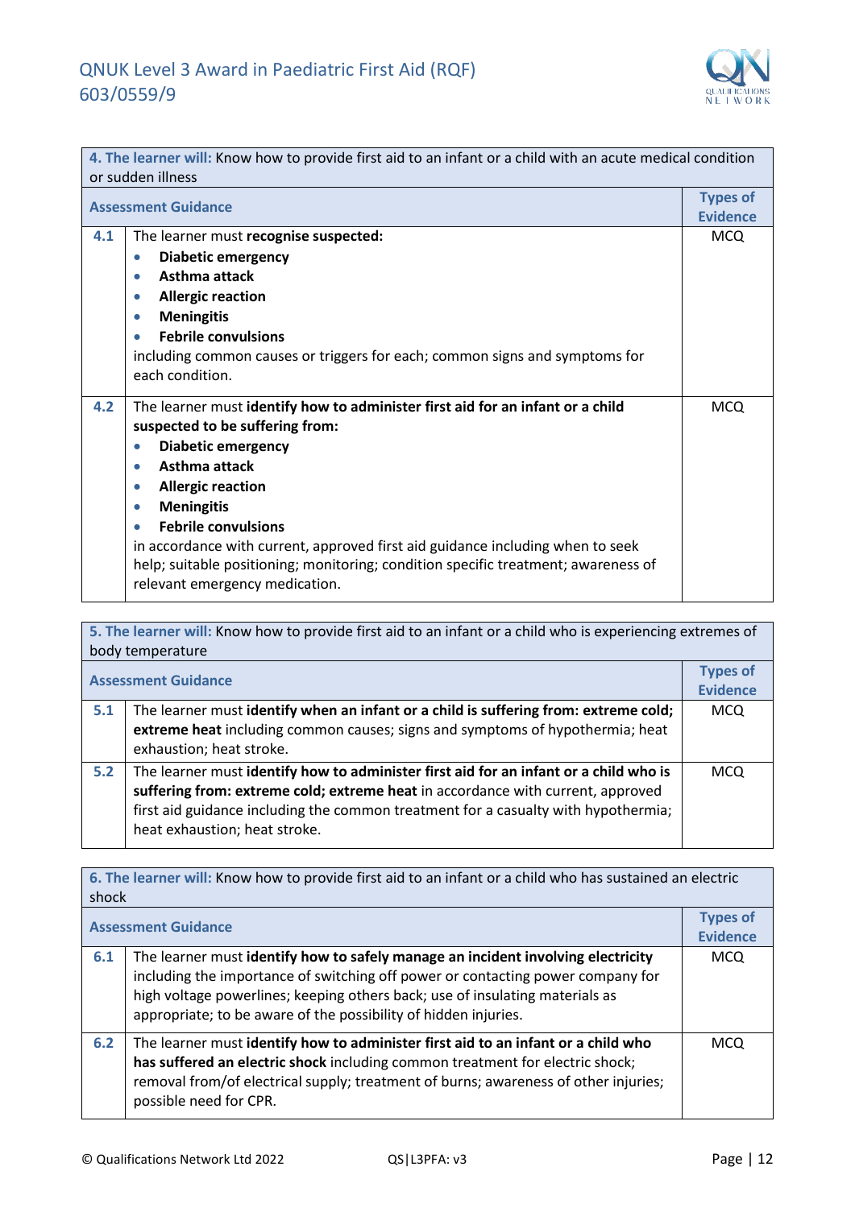| **4. The learner will:** Know how to provide first aid to an infant or a child with an acute medical condition or sudden illness | | |
|---|---|---|
| **Assessment Guidance** | | **Types of Evidence** |
| **4.1** | The learner must **recognise suspected:**<br>• **Diabetic emergency**<br>• **Asthma attack**<br>• **Allergic reaction**<br>• **Meningitis**<br>• **Febrile convulsions**<br>including common causes or triggers for each; common signs and symptoms for each condition. | MCQ |
| **4.2** | The learner must **identify how to administer first aid for an infant or a child suspected to be suffering from:**<br>• **Diabetic emergency**<br>• **Asthma attack**<br>• **Allergic reaction**<br>• **Meningitis**<br>• **Febrile convulsions**<br>in accordance with current, approved first aid guidance including when to seek help; suitable positioning; monitoring; condition specific treatment; awareness of relevant emergency medication. | MCQ |

| **5. The learner will:** Know how to provide first aid to an infant or a child who is experiencing extremes of body temperature | | |
|---|---|---|
| **Assessment Guidance** | | **Types of Evidence** |
| **5.1** | The learner must **identify when an infant or a child is suffering from: extreme cold; extreme heat** including common causes; signs and symptoms of hypothermia; heat exhaustion; heat stroke. | MCQ |
| **5.2** | The learner must **identify how to administer first aid for an infant or a child who is suffering from: extreme cold; extreme heat** in accordance with current, approved first aid guidance including the common treatment for a casualty with hypothermia; heat exhaustion; heat stroke. | MCQ |

| **6. The learner will:** Know how to provide first aid to an infant or a child who has sustained an electric shock | | |
|---|---|---|
| **Assessment Guidance** | | **Types of Evidence** |
| **6.1** | The learner must **identify how to safely manage an incident involving electricity** including the importance of switching off power or contacting power company for high voltage powerlines; keeping others back; use of insulating materials as appropriate; to be aware of the possibility of hidden injuries. | MCQ |
| **6.2** | The learner must **identify how to administer first aid to an infant or a child who has suffered an electric shock** including common treatment for electric shock; removal from/of electrical supply; treatment of burns; awareness of other injuries; possible need for CPR. | MCQ |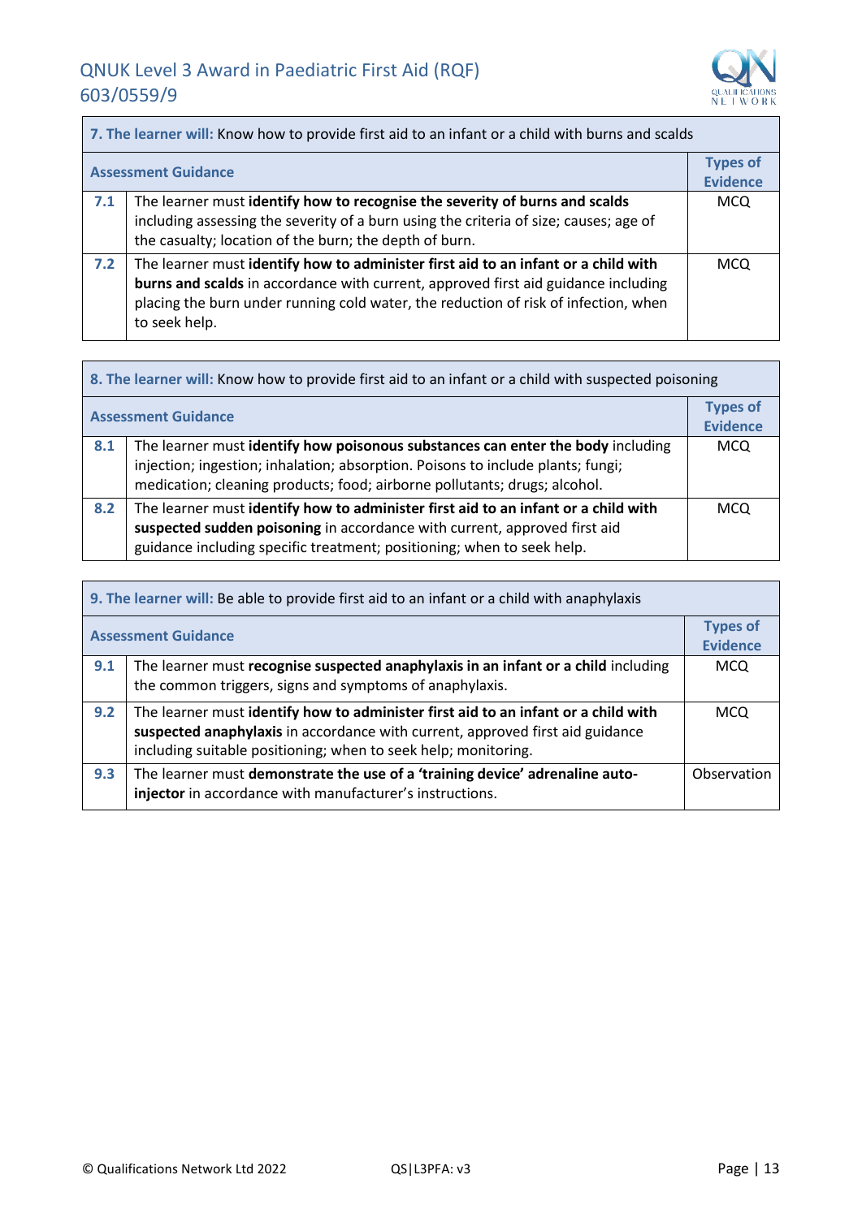| **7. The learner will:** Know how to provide first aid to an infant or a child with burns and scalds | | |
|---|---|---|
| **Assessment Guidance** | | **Types of Evidence** |
| **7.1** | The learner must **identify how to recognise the severity of burns and scalds** including assessing the severity of a burn using the criteria of size; causes; age of the casualty; location of the burn; the depth of burn. | MCQ |
| **7.2** | The learner must **identify how to administer first aid to an infant or a child with burns and scalds** in accordance with current, approved first aid guidance including placing the burn under running cold water, the reduction of risk of infection, when to seek help. | MCQ |

| **8. The learner will:** Know how to provide first aid to an infant or a child with suspected poisoning | | |
|---|---|---|
| **Assessment Guidance** | | **Types of Evidence** |
| **8.1** | The learner must **identify how poisonous substances can enter the body** including injection; ingestion; inhalation; absorption. Poisons to include plants; fungi; medication; cleaning products; food; airborne pollutants; drugs; alcohol. | MCQ |
| **8.2** | The learner must **identify how to administer first aid to an infant or a child with suspected sudden poisoning** in accordance with current, approved first aid guidance including specific treatment; positioning; when to seek help. | MCQ |

| **9. The learner will:** Be able to provide first aid to an infant or a child with anaphylaxis | | |
|---|---|---|
| **Assessment Guidance** | | **Types of Evidence** |
| **9.1** | The learner must **recognise suspected anaphylaxis in an infant or a child** including the common triggers, signs and symptoms of anaphylaxis. | MCQ |
| **9.2** | The learner must **identify how to administer first aid to an infant or a child with suspected anaphylaxis** in accordance with current, approved first aid guidance including suitable positioning; when to seek help; monitoring. | MCQ |
| **9.3** | The learner must **demonstrate the use of a 'training device' adrenaline auto-injector** in accordance with manufacturer's instructions. | Observation |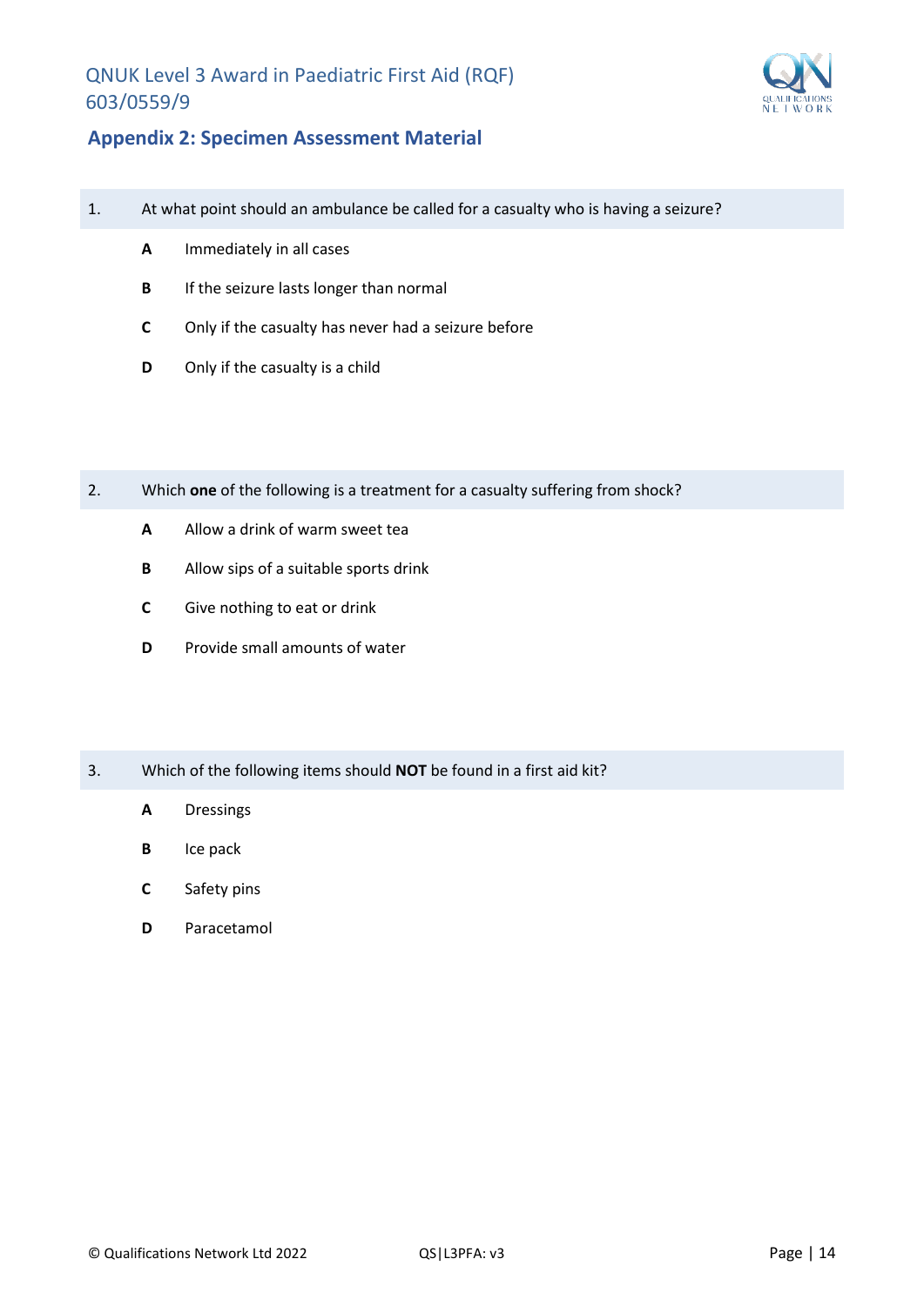## Appendix 2: Specimen Assessment Material

1. At what point should an ambulance be called for a casualty who is having a seizure?

   **A** Immediately in all cases

   **B** If the seizure lasts longer than normal

   **C** Only if the casualty has never had a seizure before

   **D** Only if the casualty is a child

2. Which **one** of the following is a treatment for a casualty suffering from shock?

   **A** Allow a drink of warm sweet tea

   **B** Allow sips of a suitable sports drink

   **C** Give nothing to eat or drink

   **D** Provide small amounts of water

3. Which of the following items should **NOT** be found in a first aid kit?

   **A** Dressings

   **B** Ice pack

   **C** Safety pins

   **D** Paracetamol